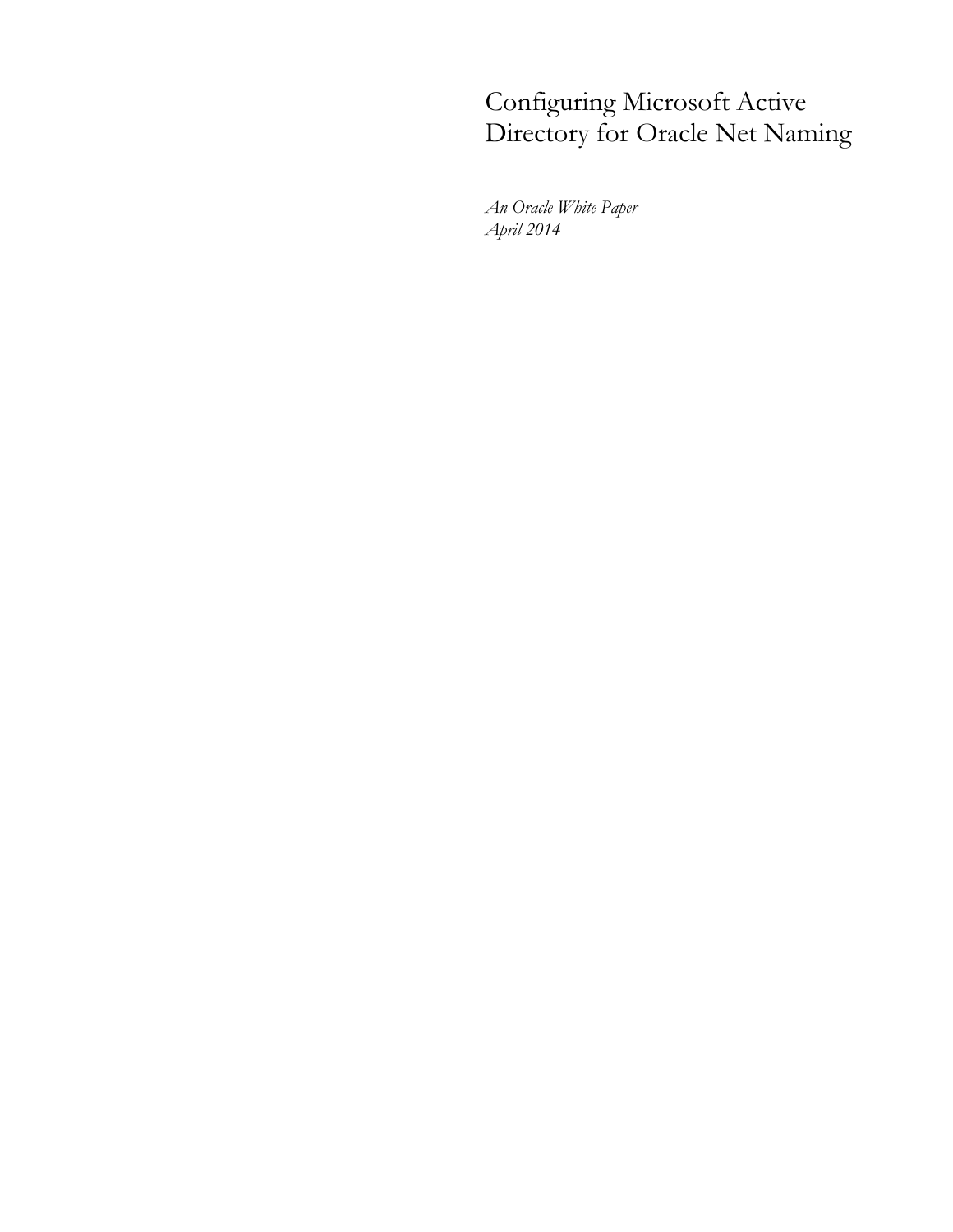# Configuring Microsoft Active Directory for Oracle Net Naming

*An Oracle White Paper*
*April 2014*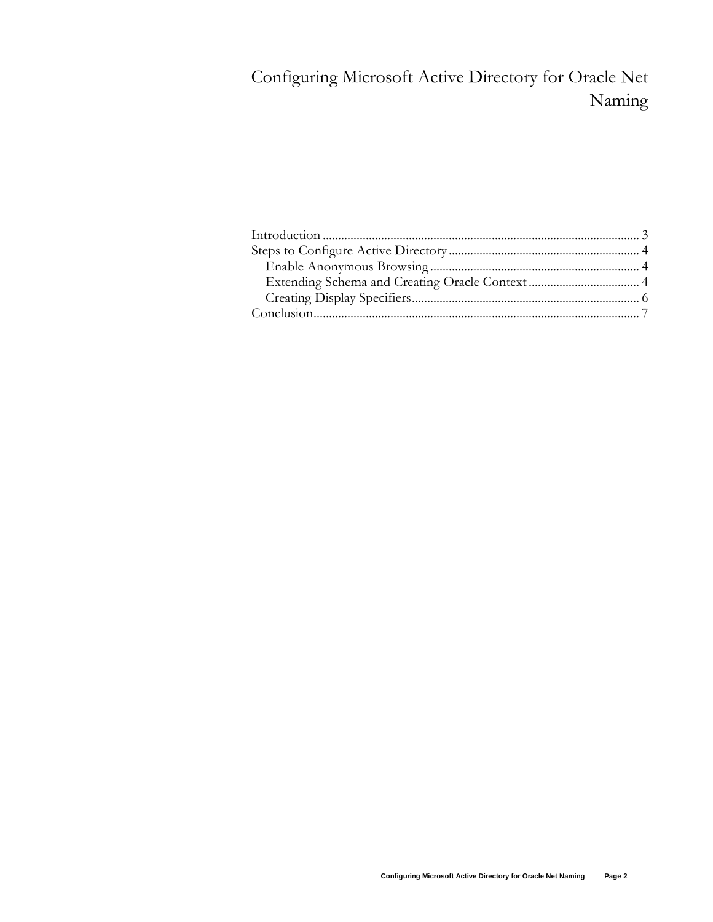# Configuring Microsoft Active Directory for Oracle Net Naming

Introduction ........................................................................................................ 3
Steps to Configure Active Directory .............................................................. 4
    Enable Anonymous Browsing .................................................................... 4
    Extending Schema and Creating Oracle Context .................................... 4
    Creating Display Specifiers ......................................................................... 6
Conclusion........................................................................................................... 7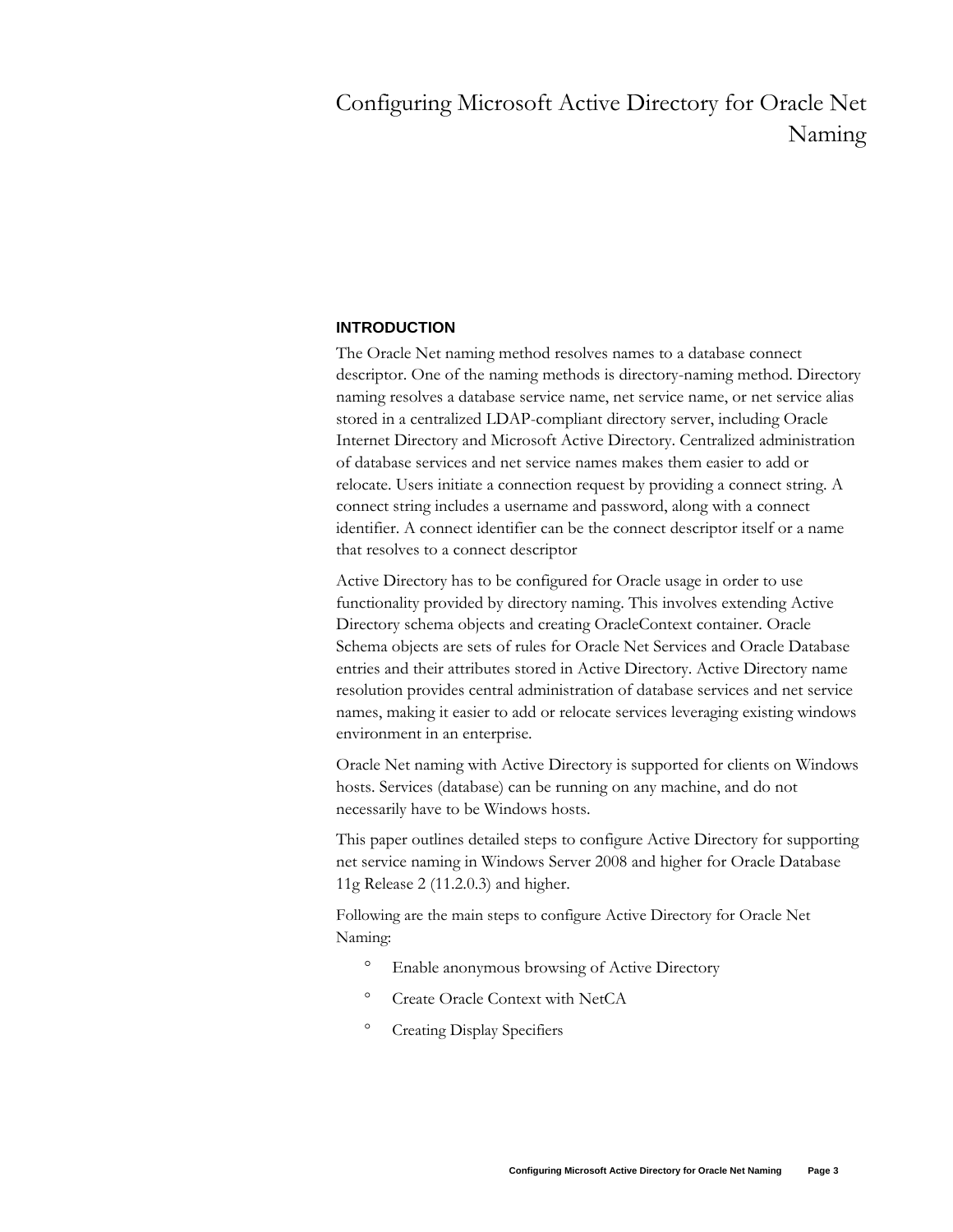# Configuring Microsoft Active Directory for Oracle Net Naming

## INTRODUCTION

The Oracle Net naming method resolves names to a database connect descriptor. One of the naming methods is directory-naming method. Directory naming resolves a database service name, net service name, or net service alias stored in a centralized LDAP-compliant directory server, including Oracle Internet Directory and Microsoft Active Directory. Centralized administration of database services and net service names makes them easier to add or relocate. Users initiate a connection request by providing a connect string. A connect string includes a username and password, along with a connect identifier. A connect identifier can be the connect descriptor itself or a name that resolves to a connect descriptor

Active Directory has to be configured for Oracle usage in order to use functionality provided by directory naming. This involves extending Active Directory schema objects and creating OracleContext container. Oracle Schema objects are sets of rules for Oracle Net Services and Oracle Database entries and their attributes stored in Active Directory. Active Directory name resolution provides central administration of database services and net service names, making it easier to add or relocate services leveraging existing windows environment in an enterprise.

Oracle Net naming with Active Directory is supported for clients on Windows hosts. Services (database) can be running on any machine, and do not necessarily have to be Windows hosts.

This paper outlines detailed steps to configure Active Directory for supporting net service naming in Windows Server 2008 and higher for Oracle Database 11g Release 2 (11.2.0.3) and higher.

Following are the main steps to configure Active Directory for Oracle Net Naming:

- Enable anonymous browsing of Active Directory
- Create Oracle Context with NetCA
- Creating Display Specifiers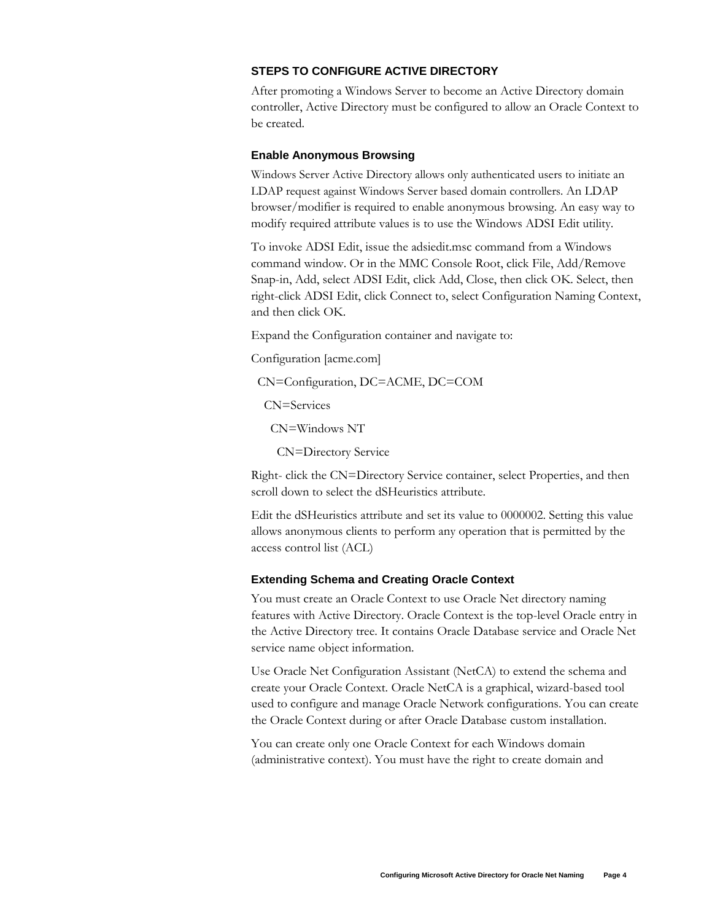## STEPS TO CONFIGURE ACTIVE DIRECTORY

After promoting a Windows Server to become an Active Directory domain controller, Active Directory must be configured to allow an Oracle Context to be created.

### Enable Anonymous Browsing

Windows Server Active Directory allows only authenticated users to initiate an LDAP request against Windows Server based domain controllers. An LDAP browser/modifier is required to enable anonymous browsing. An easy way to modify required attribute values is to use the Windows ADSI Edit utility.

To invoke ADSI Edit, issue the adsiedit.msc command from a Windows command window. Or in the MMC Console Root, click File, Add/Remove Snap-in, Add, select ADSI Edit, click Add, Close, then click OK. Select, then right-click ADSI Edit, click Connect to, select Configuration Naming Context, and then click OK.

Expand the Configuration container and navigate to:

Configuration [acme.com]

  CN=Configuration, DC=ACME, DC=COM

    CN=Services

      CN=Windows NT

        CN=Directory Service

Right- click the CN=Directory Service container, select Properties, and then scroll down to select the dSHeuristics attribute.

Edit the dSHeuristics attribute and set its value to 0000002. Setting this value allows anonymous clients to perform any operation that is permitted by the access control list (ACL)

### Extending Schema and Creating Oracle Context

You must create an Oracle Context to use Oracle Net directory naming features with Active Directory. Oracle Context is the top-level Oracle entry in the Active Directory tree. It contains Oracle Database service and Oracle Net service name object information.

Use Oracle Net Configuration Assistant (NetCA) to extend the schema and create your Oracle Context. Oracle NetCA is a graphical, wizard-based tool used to configure and manage Oracle Network configurations. You can create the Oracle Context during or after Oracle Database custom installation.

You can create only one Oracle Context for each Windows domain (administrative context). You must have the right to create domain and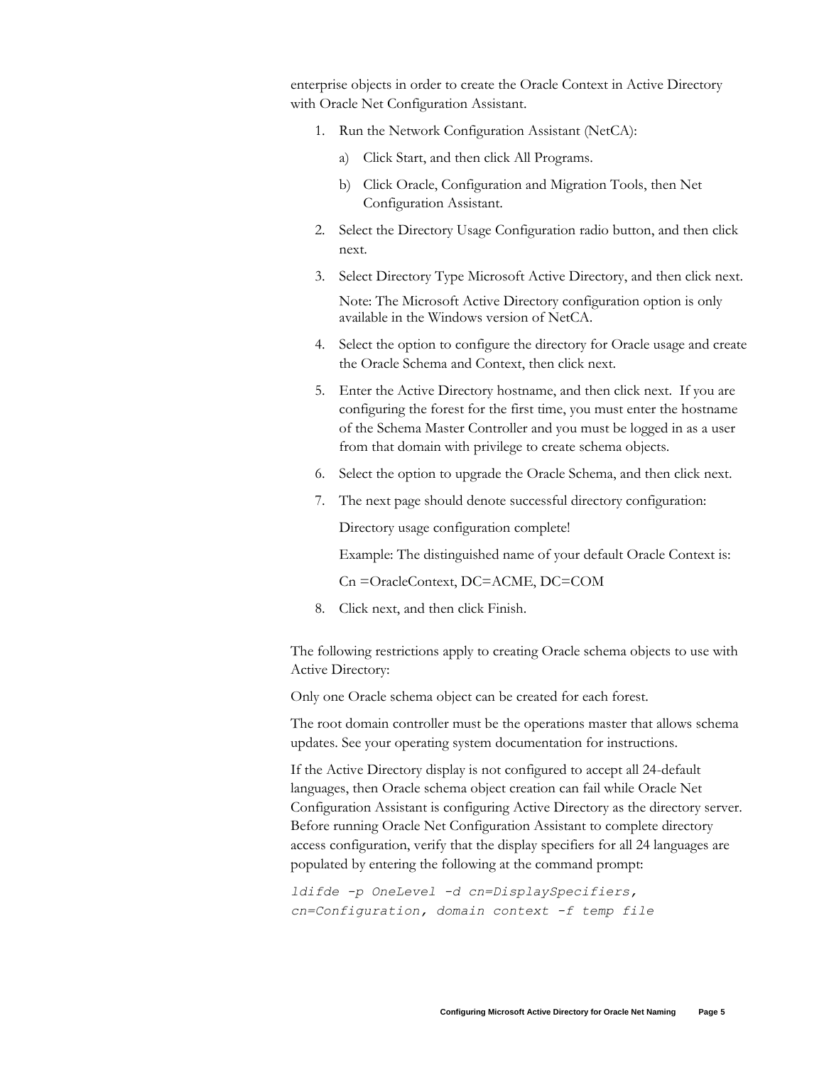enterprise objects in order to create the Oracle Context in Active Directory with Oracle Net Configuration Assistant.

1. Run the Network Configuration Assistant (NetCA):
   a) Click Start, and then click All Programs.
   b) Click Oracle, Configuration and Migration Tools, then Net Configuration Assistant.
2. Select the Directory Usage Configuration radio button, and then click next.
3. Select Directory Type Microsoft Active Directory, and then click next.

   Note: The Microsoft Active Directory configuration option is only available in the Windows version of NetCA.
4. Select the option to configure the directory for Oracle usage and create the Oracle Schema and Context, then click next.
5. Enter the Active Directory hostname, and then click next. If you are configuring the forest for the first time, you must enter the hostname of the Schema Master Controller and you must be logged in as a user from that domain with privilege to create schema objects.
6. Select the option to upgrade the Oracle Schema, and then click next.
7. The next page should denote successful directory configuration:

   Directory usage configuration complete!

   Example: The distinguished name of your default Oracle Context is:

   Cn =OracleContext, DC=ACME, DC=COM
8. Click next, and then click Finish.

The following restrictions apply to creating Oracle schema objects to use with Active Directory:

Only one Oracle schema object can be created for each forest.

The root domain controller must be the operations master that allows schema updates. See your operating system documentation for instructions.

If the Active Directory display is not configured to accept all 24-default languages, then Oracle schema object creation can fail while Oracle Net Configuration Assistant is configuring Active Directory as the directory server. Before running Oracle Net Configuration Assistant to complete directory access configuration, verify that the display specifiers for all 24 languages are populated by entering the following at the command prompt:

```
ldifde -p OneLevel -d cn=DisplaySpecifiers,
cn=Configuration, domain context -f temp file
```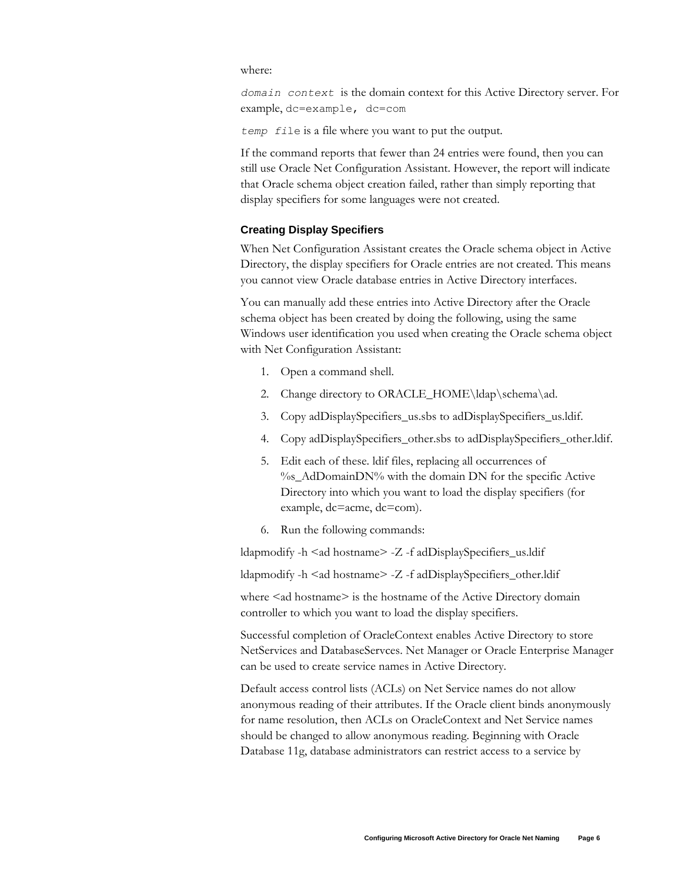where:

`domain context` is the domain context for this Active Directory server. For example, `dc=example, dc=com`

`temp file` is a file where you want to put the output.

If the command reports that fewer than 24 entries were found, then you can still use Oracle Net Configuration Assistant. However, the report will indicate that Oracle schema object creation failed, rather than simply reporting that display specifiers for some languages were not created.

### Creating Display Specifiers

When Net Configuration Assistant creates the Oracle schema object in Active Directory, the display specifiers for Oracle entries are not created. This means you cannot view Oracle database entries in Active Directory interfaces.

You can manually add these entries into Active Directory after the Oracle schema object has been created by doing the following, using the same Windows user identification you used when creating the Oracle schema object with Net Configuration Assistant:

1. Open a command shell.
2. Change directory to ORACLE_HOME\ldap\schema\ad.
3. Copy adDisplaySpecifiers_us.sbs to adDisplaySpecifiers_us.ldif.
4. Copy adDisplaySpecifiers_other.sbs to adDisplaySpecifiers_other.ldif.
5. Edit each of these. ldif files, replacing all occurrences of %s_AdDomainDN% with the domain DN for the specific Active Directory into which you want to load the display specifiers (for example, dc=acme, dc=com).
6. Run the following commands:

```
ldapmodify -h <ad hostname> -Z -f adDisplaySpecifiers_us.ldif

ldapmodify -h <ad hostname> -Z -f adDisplaySpecifiers_other.ldif
```

where <ad hostname> is the hostname of the Active Directory domain controller to which you want to load the display specifiers.

Successful completion of OracleContext enables Active Directory to store NetServices and DatabaseServces. Net Manager or Oracle Enterprise Manager can be used to create service names in Active Directory.

Default access control lists (ACLs) on Net Service names do not allow anonymous reading of their attributes. If the Oracle client binds anonymously for name resolution, then ACLs on OracleContext and Net Service names should be changed to allow anonymous reading. Beginning with Oracle Database 11g, database administrators can restrict access to a service by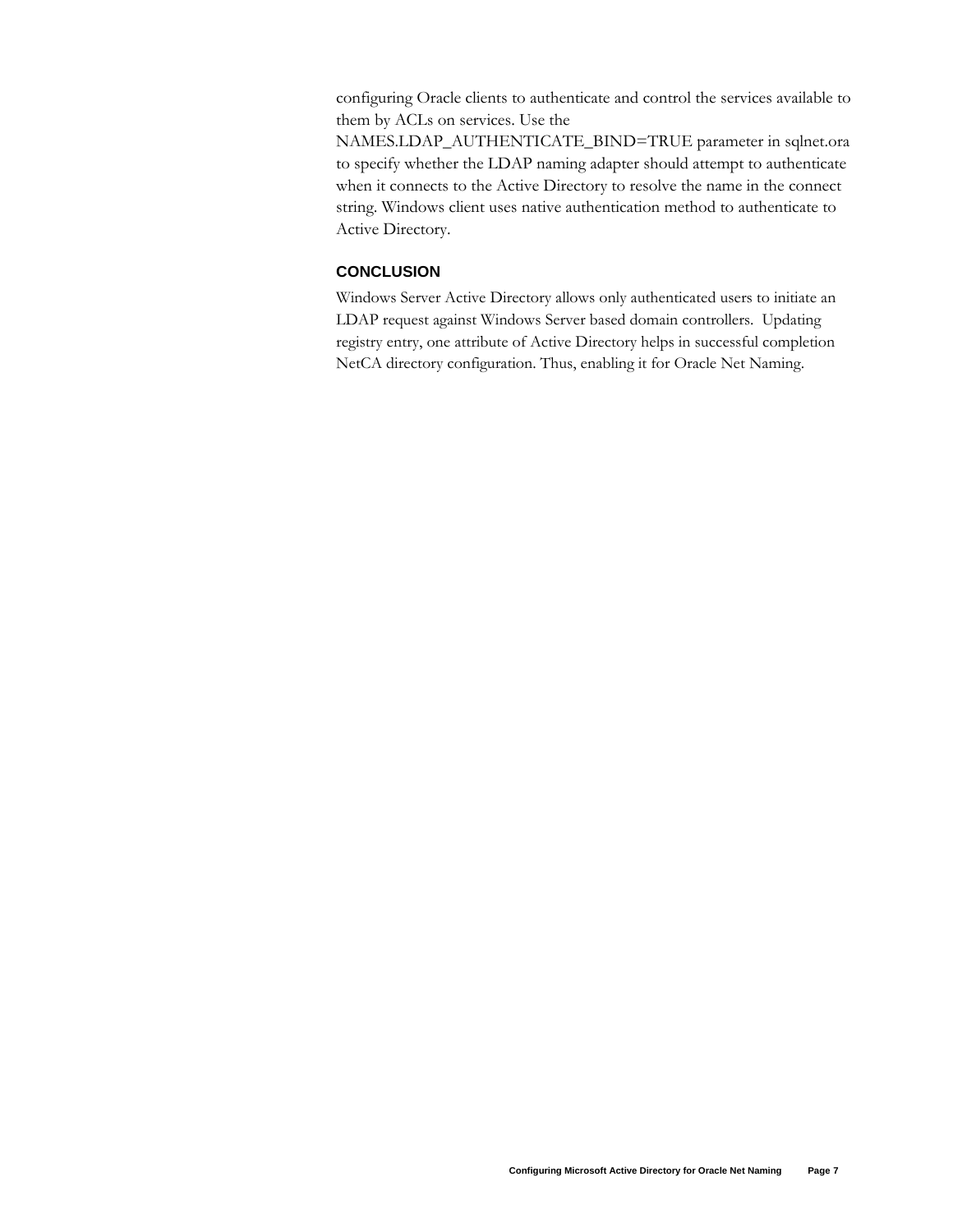configuring Oracle clients to authenticate and control the services available to them by ACLs on services. Use the NAMES.LDAP_AUTHENTICATE_BIND=TRUE parameter in sqlnet.ora to specify whether the LDAP naming adapter should attempt to authenticate when it connects to the Active Directory to resolve the name in the connect string. Windows client uses native authentication method to authenticate to Active Directory.

## CONCLUSION

Windows Server Active Directory allows only authenticated users to initiate an LDAP request against Windows Server based domain controllers. Updating registry entry, one attribute of Active Directory helps in successful completion NetCA directory configuration. Thus, enabling it for Oracle Net Naming.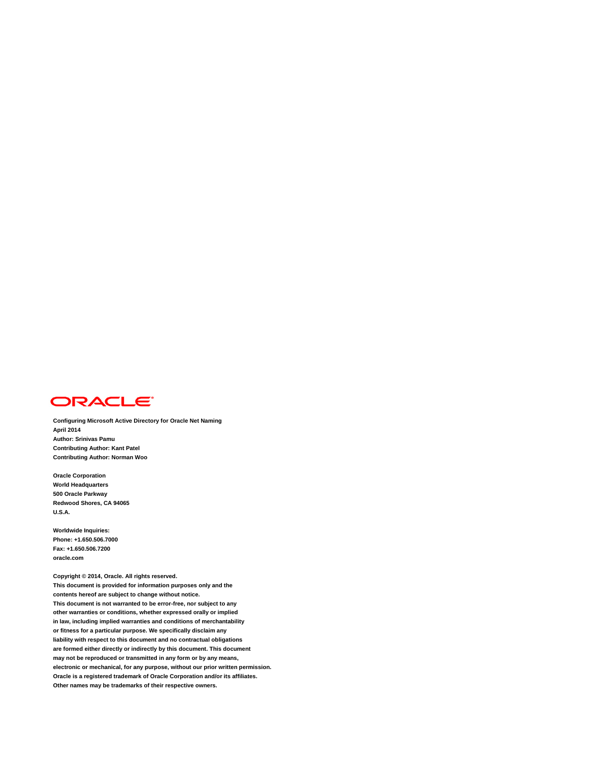**Configuring Microsoft Active Directory for Oracle Net Naming**
**April 2014**
**Author: Srinivas Pamu**
**Contributing Author: Kant Patel**
**Contributing Author: Norman Woo**

**Oracle Corporation**
**World Headquarters**
**500 Oracle Parkway**
**Redwood Shores, CA 94065**
**U.S.A.**

**Worldwide Inquiries:**
**Phone: +1.650.506.7000**
**Fax: +1.650.506.7200**
**oracle.com**

**Copyright © 2014, Oracle. All rights reserved.**
**This document is provided for information purposes only and the contents hereof are subject to change without notice.**
**This document is not warranted to be error-free, nor subject to any other warranties or conditions, whether expressed orally or implied in law, including implied warranties and conditions of merchantability or fitness for a particular purpose. We specifically disclaim any liability with respect to this document and no contractual obligations are formed either directly or indirectly by this document. This document may not be reproduced or transmitted in any form or by any means, electronic or mechanical, for any purpose, without our prior written permission.**
**Oracle is a registered trademark of Oracle Corporation and/or its affiliates.**
**Other names may be trademarks of their respective owners.**